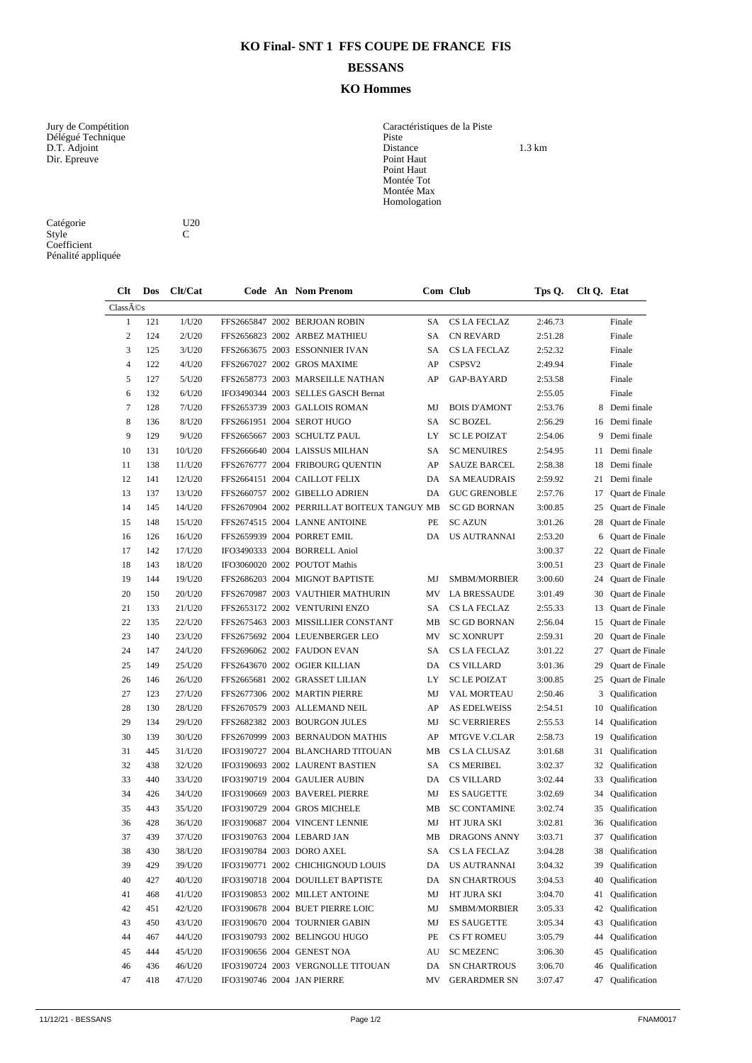# KO Final- SNT 1 FFS COUPE DE FRANCE FIS

## BESSANS

## KO Hommes

Jury de Compétition
Délégué Technique
D.T. Adjoint
Dir. Epreuve

Caractéristiques de la Piste
Piste
Distance 1.3 km
Point Haut
Point Haut
Montée Tot
Montée Max
Homologation

Catégorie U20
Style C
Coefficient
Pénalité appliquée

| Clt | Dos | Clt/Cat | Code | An | Nom Prenom | Com | Club | Tps Q. | Clt Q. | Etat |
|---|---|---|---|---|---|---|---|---|---|---|
| ClassÃ©s | | | | | | | | | | |
| 1 | 121 | 1/U20 | FFS2665847 | 2002 | BERJOAN ROBIN | SA | CS LA FECLAZ | 2:46.73 | | Finale |
| 2 | 124 | 2/U20 | FFS2656823 | 2002 | ARBEZ MATHIEU | SA | CN REVARD | 2:51.28 | | Finale |
| 3 | 125 | 3/U20 | FFS2663675 | 2003 | ESSONNIER IVAN | SA | CS LA FECLAZ | 2:52.32 | | Finale |
| 4 | 122 | 4/U20 | FFS2667027 | 2002 | GROS MAXIME | AP | CSPSV2 | 2:49.94 | | Finale |
| 5 | 127 | 5/U20 | FFS2658773 | 2003 | MARSEILLE NATHAN | AP | GAP-BAYARD | 2:53.58 | | Finale |
| 6 | 132 | 6/U20 | IFO3490344 | 2003 | SELLES GASCH Bernat | | | 2:55.05 | | Finale |
| 7 | 128 | 7/U20 | FFS2653739 | 2003 | GALLOIS ROMAN | MJ | BOIS D'AMONT | 2:53.76 | 8 | Demi finale |
| 8 | 136 | 8/U20 | FFS2661951 | 2004 | SEROT HUGO | SA | SC BOZEL | 2:56.29 | 16 | Demi finale |
| 9 | 129 | 9/U20 | FFS2665667 | 2003 | SCHULTZ PAUL | LY | SC LE POIZAT | 2:54.06 | 9 | Demi finale |
| 10 | 131 | 10/U20 | FFS2666640 | 2004 | LAISSUS MILHAN | SA | SC MENUIRES | 2:54.95 | 11 | Demi finale |
| 11 | 138 | 11/U20 | FFS2676777 | 2004 | FRIBOURG QUENTIN | AP | SAUZE BARCEL | 2:58.38 | 18 | Demi finale |
| 12 | 141 | 12/U20 | FFS2664151 | 2004 | CAILLOT FELIX | DA | SA MEAUDRAIS | 2:59.92 | 21 | Demi finale |
| 13 | 137 | 13/U20 | FFS2660757 | 2002 | GIBELLO ADRIEN | DA | GUC GRENOBLE | 2:57.76 | 17 | Quart de Finale |
| 14 | 145 | 14/U20 | FFS2670904 | 2002 | PERRILLAT BOITEUX TANGUY | MB | SC GD BORNAN | 3:00.85 | 25 | Quart de Finale |
| 15 | 148 | 15/U20 | FFS2674515 | 2004 | LANNE ANTOINE | PE | SC AZUN | 3:01.26 | 28 | Quart de Finale |
| 16 | 126 | 16/U20 | FFS2659939 | 2004 | PORRET EMIL | DA | US AUTRANNAI | 2:53.20 | 6 | Quart de Finale |
| 17 | 142 | 17/U20 | IFO3490333 | 2004 | BORRELL Aniol | | | 3:00.37 | 22 | Quart de Finale |
| 18 | 143 | 18/U20 | IFO3060020 | 2002 | POUTOT Mathis | | | 3:00.51 | 23 | Quart de Finale |
| 19 | 144 | 19/U20 | FFS2686203 | 2004 | MIGNOT BAPTISTE | MJ | SMBM/MORBIER | 3:00.60 | 24 | Quart de Finale |
| 20 | 150 | 20/U20 | FFS2670987 | 2003 | VAUTHIER MATHURIN | MV | LA BRESSAUDE | 3:01.49 | 30 | Quart de Finale |
| 21 | 133 | 21/U20 | FFS2653172 | 2002 | VENTURINI ENZO | SA | CS LA FECLAZ | 2:55.33 | 13 | Quart de Finale |
| 22 | 135 | 22/U20 | FFS2675463 | 2003 | MISSILLIER CONSTANT | MB | SC GD BORNAN | 2:56.04 | 15 | Quart de Finale |
| 23 | 140 | 23/U20 | FFS2675692 | 2004 | LEUENBERGER LEO | MV | SC XONRUPT | 2:59.31 | 20 | Quart de Finale |
| 24 | 147 | 24/U20 | FFS2696062 | 2002 | FAUDON EVAN | SA | CS LA FECLAZ | 3:01.22 | 27 | Quart de Finale |
| 25 | 149 | 25/U20 | FFS2643670 | 2002 | OGIER KILLIAN | DA | CS VILLARD | 3:01.36 | 29 | Quart de Finale |
| 26 | 146 | 26/U20 | FFS2665681 | 2002 | GRASSET LILIAN | LY | SC LE POIZAT | 3:00.85 | 25 | Quart de Finale |
| 27 | 123 | 27/U20 | FFS2677306 | 2002 | MARTIN PIERRE | MJ | VAL MORTEAU | 2:50.46 | 3 | Qualification |
| 28 | 130 | 28/U20 | FFS2670579 | 2003 | ALLEMAND NEIL | AP | AS EDELWEISS | 2:54.51 | 10 | Qualification |
| 29 | 134 | 29/U20 | FFS2682382 | 2003 | BOURGON JULES | MJ | SC VERRIERES | 2:55.53 | 14 | Qualification |
| 30 | 139 | 30/U20 | FFS2670999 | 2003 | BERNAUDON MATHIS | AP | MTGVE V.CLAR | 2:58.73 | 19 | Qualification |
| 31 | 445 | 31/U20 | IFO3190727 | 2004 | BLANCHARD TITOUAN | MB | CS LA CLUSAZ | 3:01.68 | 31 | Qualification |
| 32 | 438 | 32/U20 | IFO3190693 | 2002 | LAURENT BASTIEN | SA | CS MERIBEL | 3:02.37 | 32 | Qualification |
| 33 | 440 | 33/U20 | IFO3190719 | 2004 | GAULIER AUBIN | DA | CS VILLARD | 3:02.44 | 33 | Qualification |
| 34 | 426 | 34/U20 | IFO3190669 | 2003 | BAVEREL PIERRE | MJ | ES SAUGETTE | 3:02.69 | 34 | Qualification |
| 35 | 443 | 35/U20 | IFO3190729 | 2004 | GROS MICHELE | MB | SC CONTAMINE | 3:02.74 | 35 | Qualification |
| 36 | 428 | 36/U20 | IFO3190687 | 2004 | VINCENT LENNIE | MJ | HT JURA SKI | 3:02.81 | 36 | Qualification |
| 37 | 439 | 37/U20 | IFO3190763 | 2004 | LEBARD JAN | MB | DRAGONS ANNY | 3:03.71 | 37 | Qualification |
| 38 | 430 | 38/U20 | IFO3190784 | 2003 | DORO AXEL | SA | CS LA FECLAZ | 3:04.28 | 38 | Qualification |
| 39 | 429 | 39/U20 | IFO3190771 | 2002 | CHICHIGNOUD LOUIS | DA | US AUTRANNAI | 3:04.32 | 39 | Qualification |
| 40 | 427 | 40/U20 | IFO3190718 | 2004 | DOUILLET BAPTISTE | DA | SN CHARTROUS | 3:04.53 | 40 | Qualification |
| 41 | 468 | 41/U20 | IFO3190853 | 2002 | MILLET ANTOINE | MJ | HT JURA SKI | 3:04.70 | 41 | Qualification |
| 42 | 451 | 42/U20 | IFO3190678 | 2004 | BUET PIERRE LOIC | MJ | SMBM/MORBIER | 3:05.33 | 42 | Qualification |
| 43 | 450 | 43/U20 | IFO3190670 | 2004 | TOURNIER GABIN | MJ | ES SAUGETTE | 3:05.34 | 43 | Qualification |
| 44 | 467 | 44/U20 | IFO3190793 | 2002 | BELINGOU HUGO | PE | CS FT ROMEU | 3:05.79 | 44 | Qualification |
| 45 | 444 | 45/U20 | IFO3190656 | 2004 | GENEST NOA | AU | SC MEZENC | 3:06.30 | 45 | Qualification |
| 46 | 436 | 46/U20 | IFO3190724 | 2003 | VERGNOLLE TITOUAN | DA | SN CHARTROUS | 3:06.70 | 46 | Qualification |
| 47 | 418 | 47/U20 | IFO3190746 | 2004 | JAN PIERRE | MV | GERARDMER SN | 3:07.47 | 47 | Qualification |

11/12/21 - BESSANS FNAM0017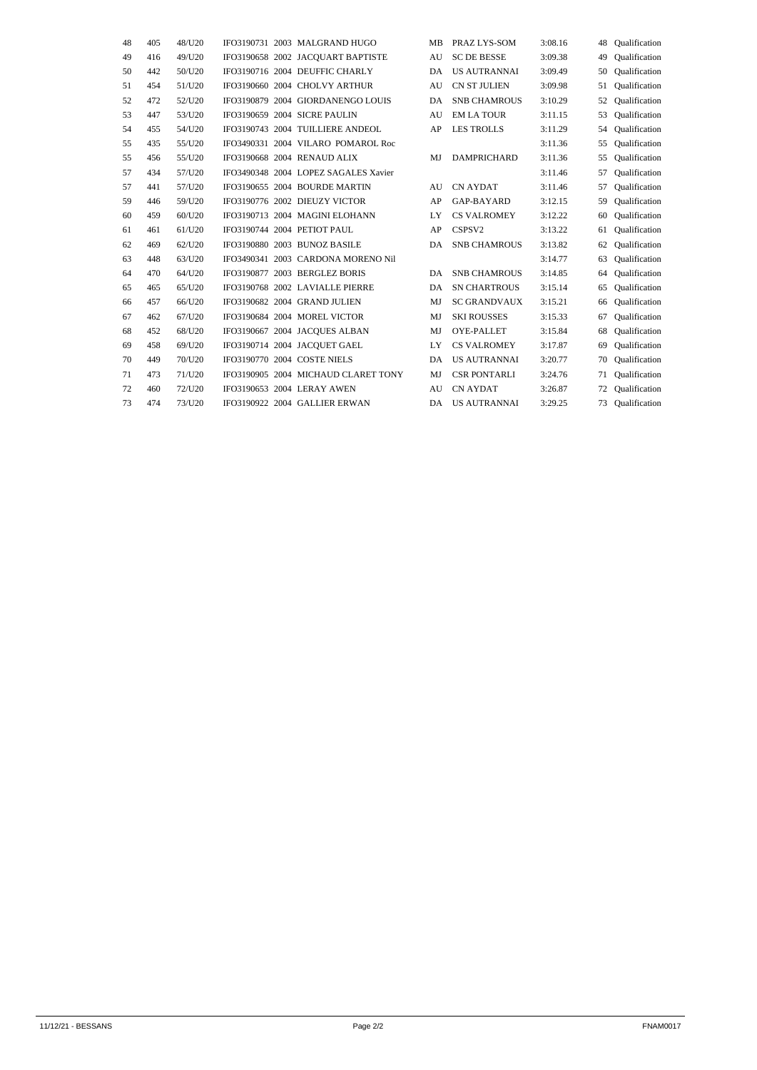| | | | | | | | | | | |
|---|---|---|---|---|---|---|---|---|---|---|
| 48 | 405 | 48/U20 | IFO3190731 | 2003 | MALGRAND HUGO | MB | PRAZ LYS-SOM | 3:08.16 | 48 | Qualification |
| 49 | 416 | 49/U20 | IFO3190658 | 2002 | JACQUART BAPTISTE | AU | SC DE BESSE | 3:09.38 | 49 | Qualification |
| 50 | 442 | 50/U20 | IFO3190716 | 2004 | DEUFFIC CHARLY | DA | US AUTRANNAI | 3:09.49 | 50 | Qualification |
| 51 | 454 | 51/U20 | IFO3190660 | 2004 | CHOLVY ARTHUR | AU | CN ST JULIEN | 3:09.98 | 51 | Qualification |
| 52 | 472 | 52/U20 | IFO3190879 | 2004 | GIORDANENGO LOUIS | DA | SNB CHAMROUS | 3:10.29 | 52 | Qualification |
| 53 | 447 | 53/U20 | IFO3190659 | 2004 | SICRE PAULIN | AU | EM LA TOUR | 3:11.15 | 53 | Qualification |
| 54 | 455 | 54/U20 | IFO3190743 | 2004 | TUILLIERE ANDEOL | AP | LES TROLLS | 3:11.29 | 54 | Qualification |
| 55 | 435 | 55/U20 | IFO3490331 | 2004 | VILARO POMAROL Roc | | | 3:11.36 | 55 | Qualification |
| 55 | 456 | 55/U20 | IFO3190668 | 2004 | RENAUD ALIX | MJ | DAMPRICHARD | 3:11.36 | 55 | Qualification |
| 57 | 434 | 57/U20 | IFO3490348 | 2004 | LOPEZ SAGALES Xavier | | | 3:11.46 | 57 | Qualification |
| 57 | 441 | 57/U20 | IFO3190655 | 2004 | BOURDE MARTIN | AU | CN AYDAT | 3:11.46 | 57 | Qualification |
| 59 | 446 | 59/U20 | IFO3190776 | 2002 | DIEUZY VICTOR | AP | GAP-BAYARD | 3:12.15 | 59 | Qualification |
| 60 | 459 | 60/U20 | IFO3190713 | 2004 | MAGINI ELOHANN | LY | CS VALROMEY | 3:12.22 | 60 | Qualification |
| 61 | 461 | 61/U20 | IFO3190744 | 2004 | PETIOT PAUL | AP | CSPSV2 | 3:13.22 | 61 | Qualification |
| 62 | 469 | 62/U20 | IFO3190880 | 2003 | BUNOZ BASILE | DA | SNB CHAMROUS | 3:13.82 | 62 | Qualification |
| 63 | 448 | 63/U20 | IFO3490341 | 2003 | CARDONA MORENO Nil | | | 3:14.77 | 63 | Qualification |
| 64 | 470 | 64/U20 | IFO3190877 | 2003 | BERGLEZ BORIS | DA | SNB CHAMROUS | 3:14.85 | 64 | Qualification |
| 65 | 465 | 65/U20 | IFO3190768 | 2002 | LAVIALLE PIERRE | DA | SN CHARTROUS | 3:15.14 | 65 | Qualification |
| 66 | 457 | 66/U20 | IFO3190682 | 2004 | GRAND JULIEN | MJ | SC GRANDVAUX | 3:15.21 | 66 | Qualification |
| 67 | 462 | 67/U20 | IFO3190684 | 2004 | MOREL VICTOR | MJ | SKI ROUSSES | 3:15.33 | 67 | Qualification |
| 68 | 452 | 68/U20 | IFO3190667 | 2004 | JACQUES ALBAN | MJ | OYE-PALLET | 3:15.84 | 68 | Qualification |
| 69 | 458 | 69/U20 | IFO3190714 | 2004 | JACQUET GAEL | LY | CS VALROMEY | 3:17.87 | 69 | Qualification |
| 70 | 449 | 70/U20 | IFO3190770 | 2004 | COSTE NIELS | DA | US AUTRANNAI | 3:20.77 | 70 | Qualification |
| 71 | 473 | 71/U20 | IFO3190905 | 2004 | MICHAUD CLARET TONY | MJ | CSR PONTARLI | 3:24.76 | 71 | Qualification |
| 72 | 460 | 72/U20 | IFO3190653 | 2004 | LERAY AWEN | AU | CN AYDAT | 3:26.87 | 72 | Qualification |
| 73 | 474 | 73/U20 | IFO3190922 | 2004 | GALLIER ERWAN | DA | US AUTRANNAI | 3:29.25 | 73 | Qualification |

11/12/21 - BESSANS FNAM0017